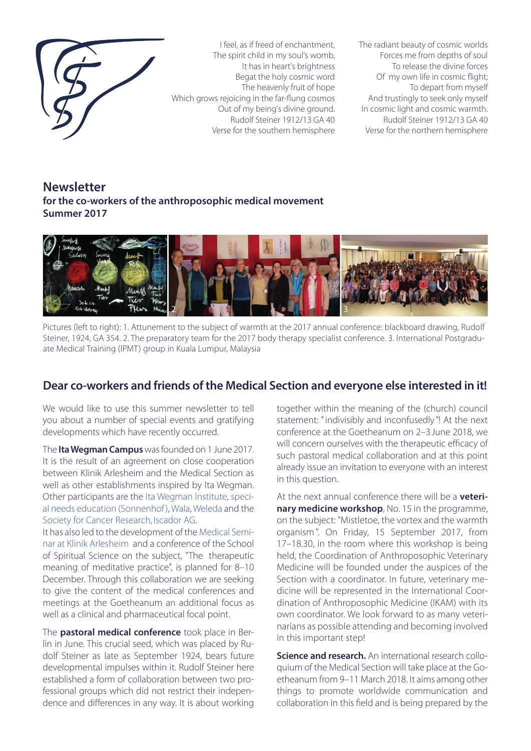I feel, as if freed of enchantment,
The spirit child in my soul's womb,
It has in heart's brightness
Begat the holy cosmic word
The heavenly fruit of hope
Which grows rejoicing in the far-flung cosmos
Out of my being's divine ground.
Rudolf Steiner 1912/13 GA 40
Verse for the southern hemisphere

The radiant beauty of cosmic worlds
Forces me from depths of soul
To release the divine forces
Of my own life in cosmic flight;
To depart from myself
And trustingly to seek only myself
In cosmic light and cosmic warmth.
Rudolf Steiner 1912/13 GA 40
Verse for the northern hemisphere

# Newsletter

**for the co-workers of the anthroposophic medical movement**
**Summer 2017**

Pictures (left to right): 1. Attunement to the subject of warmth at the 2017 annual conference: blackboard drawing, Rudolf Steiner, 1924, GA 354. 2. The preparatory team for the 2017 body therapy specialist conference. 3. International Postgraduate Medical Training (IPMT) group in Kuala Lumpur, Malaysia

## Dear co-workers and friends of the Medical Section and everyone else interested in it!

We would like to use this summer newsletter to tell you about a number of special events and gratifying developments which have recently occurred.

The **Ita Wegman Campus** was founded on 1 June 2017. It is the result of an agreement on close cooperation between Klinik Arlesheim and the Medical Section as well as other establishments inspired by Ita Wegman. Other participants are the Ita Wegman Institute, special needs education (Sonnenhof), Wala, Weleda and the Society for Cancer Research, Iscador AG.
It has also led to the development of the Medical Seminar at Klinik Arlesheim and a conference of the School of Spiritual Science on the subject, "The therapeutic meaning of meditative practice", is planned for 8–10 December. Through this collaboration we are seeking to give the content of the medical conferences and meetings at the Goetheanum an additional focus as well as a clinical and pharmaceutical focal point.

The **pastoral medical conference** took place in Berlin in June. This crucial seed, which was placed by Rudolf Steiner as late as September 1924, bears future developmental impulses within it. Rudolf Steiner here established a form of collaboration between two professional groups which did not restrict their independence and differences in any way. It is about working together within the meaning of the (church) council statement: "indivisibly and inconfusedly"! At the next conference at the Goetheanum on 2–3 June 2018, we will concern ourselves with the therapeutic efficacy of such pastoral medical collaboration and at this point already issue an invitation to everyone with an interest in this question.

At the next annual conference there will be a **veterinary medicine workshop**, No. 15 in the programme, on the subject: "Mistletoe, the vortex and the warmth organism". On Friday, 15 September 2017, from 17–18.30, in the room where this workshop is being held, the Coordination of Anthroposophic Veterinary Medicine will be founded under the auspices of the Section with a coordinator. In future, veterinary medicine will be represented in the International Coordination of Anthroposophic Medicine (IKAM) with its own coordinator. We look forward to as many veterinarians as possible attending and becoming involved in this important step!

**Science and research.** An international research colloquium of the Medical Section will take place at the Goetheanum from 9–11 March 2018. It aims among other things to promote worldwide communication and collaboration in this field and is being prepared by the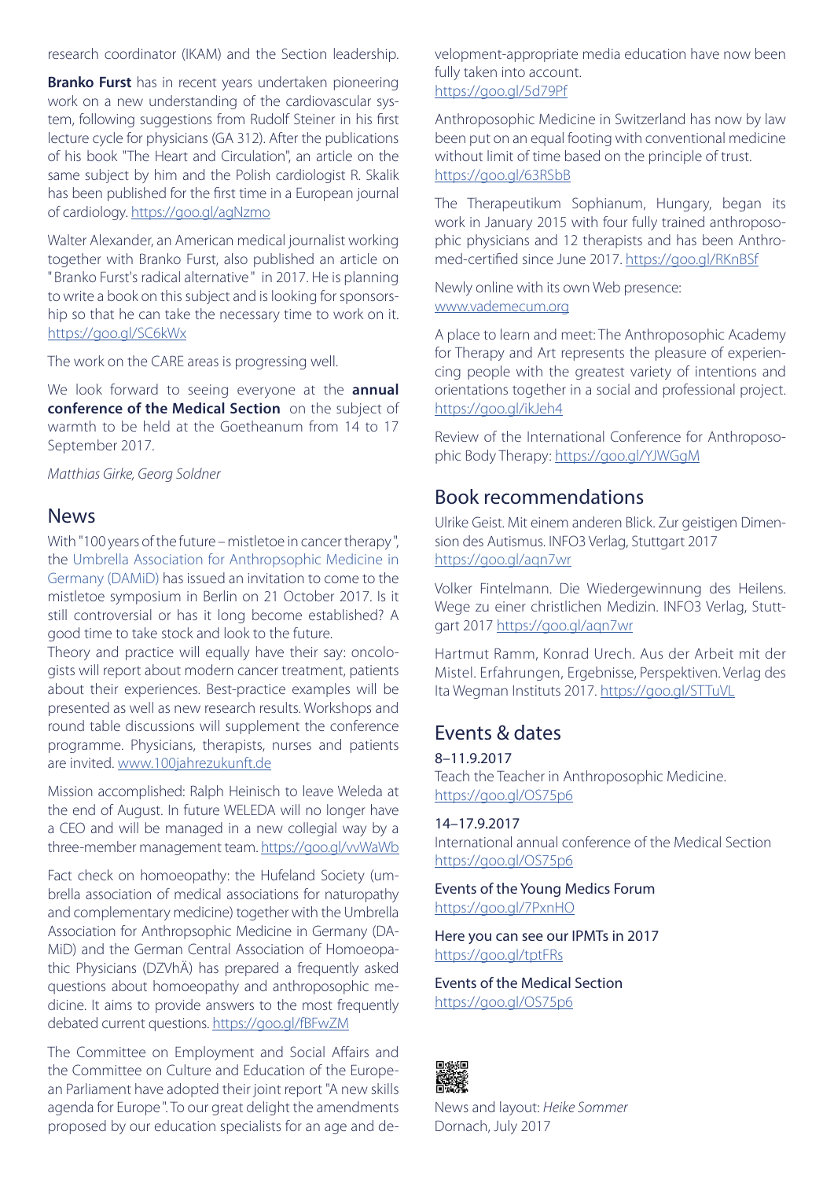research coordinator (IKAM) and the Section leadership.

**Branko Furst** has in recent years undertaken pioneering work on a new understanding of the cardiovascular system, following suggestions from Rudolf Steiner in his first lecture cycle for physicians (GA 312). After the publications of his book "The Heart and Circulation", an article on the same subject by him and the Polish cardiologist R. Skalik has been published for the first time in a European journal of cardiology. https://goo.gl/agNzmo

Walter Alexander, an American medical journalist working together with Branko Furst, also published an article on "Branko Furst's radical alternative" in 2017. He is planning to write a book on this subject and is looking for sponsorship so that he can take the necessary time to work on it. https://goo.gl/SC6kWx

The work on the CARE areas is progressing well.

We look forward to seeing everyone at the **annual conference of the Medical Section** on the subject of warmth to be held at the Goetheanum from 14 to 17 September 2017.

*Matthias Girke, Georg Soldner*

## News

With "100 years of the future – mistletoe in cancer therapy", the Umbrella Association for Anthropsophic Medicine in Germany (DAMiD) has issued an invitation to come to the mistletoe symposium in Berlin on 21 October 2017. Is it still controversial or has it long become established? A good time to take stock and look to the future.
Theory and practice will equally have their say: oncologists will report about modern cancer treatment, patients about their experiences. Best-practice examples will be presented as well as new research results. Workshops and round table discussions will supplement the conference programme. Physicians, therapists, nurses and patients are invited. www.100jahrezukunft.de

Mission accomplished: Ralph Heinisch to leave Weleda at the end of August. In future WELEDA will no longer have a CEO and will be managed in a new collegial way by a three-member management team. https://goo.gl/vvWaWb

Fact check on homoeopathy: the Hufeland Society (umbrella association of medical associations for naturopathy and complementary medicine) together with the Umbrella Association for Anthropsophic Medicine in Germany (DAMiD) and the German Central Association of Homoeopathic Physicians (DZVhÄ) has prepared a frequently asked questions about homoeopathy and anthroposophic medicine. It aims to provide answers to the most frequently debated current questions. https://goo.gl/fBFwZM

The Committee on Employment and Social Affairs and the Committee on Culture and Education of the European Parliament have adopted their joint report "A new skills agenda for Europe". To our great delight the amendments proposed by our education specialists for an age and development-appropriate media education have now been fully taken into account.
https://goo.gl/5d79Pf

Anthroposophic Medicine in Switzerland has now by law been put on an equal footing with conventional medicine without limit of time based on the principle of trust.
https://goo.gl/63RSbB

The Therapeutikum Sophianum, Hungary, began its work in January 2015 with four fully trained anthroposophic physicians and 12 therapists and has been Anthromed-certified since June 2017. https://goo.gl/RKnBSf

Newly online with its own Web presence:
www.vademecum.org

A place to learn and meet: The Anthroposophic Academy for Therapy and Art represents the pleasure of experiencing people with the greatest variety of intentions and orientations together in a social and professional project.
https://goo.gl/ikJeh4

Review of the International Conference for Anthroposophic Body Therapy: https://goo.gl/YJWGgM

## Book recommendations

Ulrike Geist. Mit einem anderen Blick. Zur geistigen Dimension des Autismus. INFO3 Verlag, Stuttgart 2017
https://goo.gl/aqn7wr

Volker Fintelmann. Die Wiedergewinnung des Heilens. Wege zu einer christlichen Medizin. INFO3 Verlag, Stuttgart 2017 https://goo.gl/aqn7wr

Hartmut Ramm, Konrad Urech. Aus der Arbeit mit der Mistel. Erfahrungen, Ergebnisse, Perspektiven. Verlag des Ita Wegman Instituts 2017. https://goo.gl/STTuVL

## Events & dates

8–11.9.2017
Teach the Teacher in Anthroposophic Medicine.
https://goo.gl/OS75p6

14–17.9.2017
International annual conference of the Medical Section
https://goo.gl/OS75p6

Events of the Young Medics Forum
https://goo.gl/7PxnHO

Here you can see our IPMTs in 2017
https://goo.gl/tptFRs

Events of the Medical Section
https://goo.gl/OS75p6

News and layout: *Heike Sommer*
Dornach, July 2017